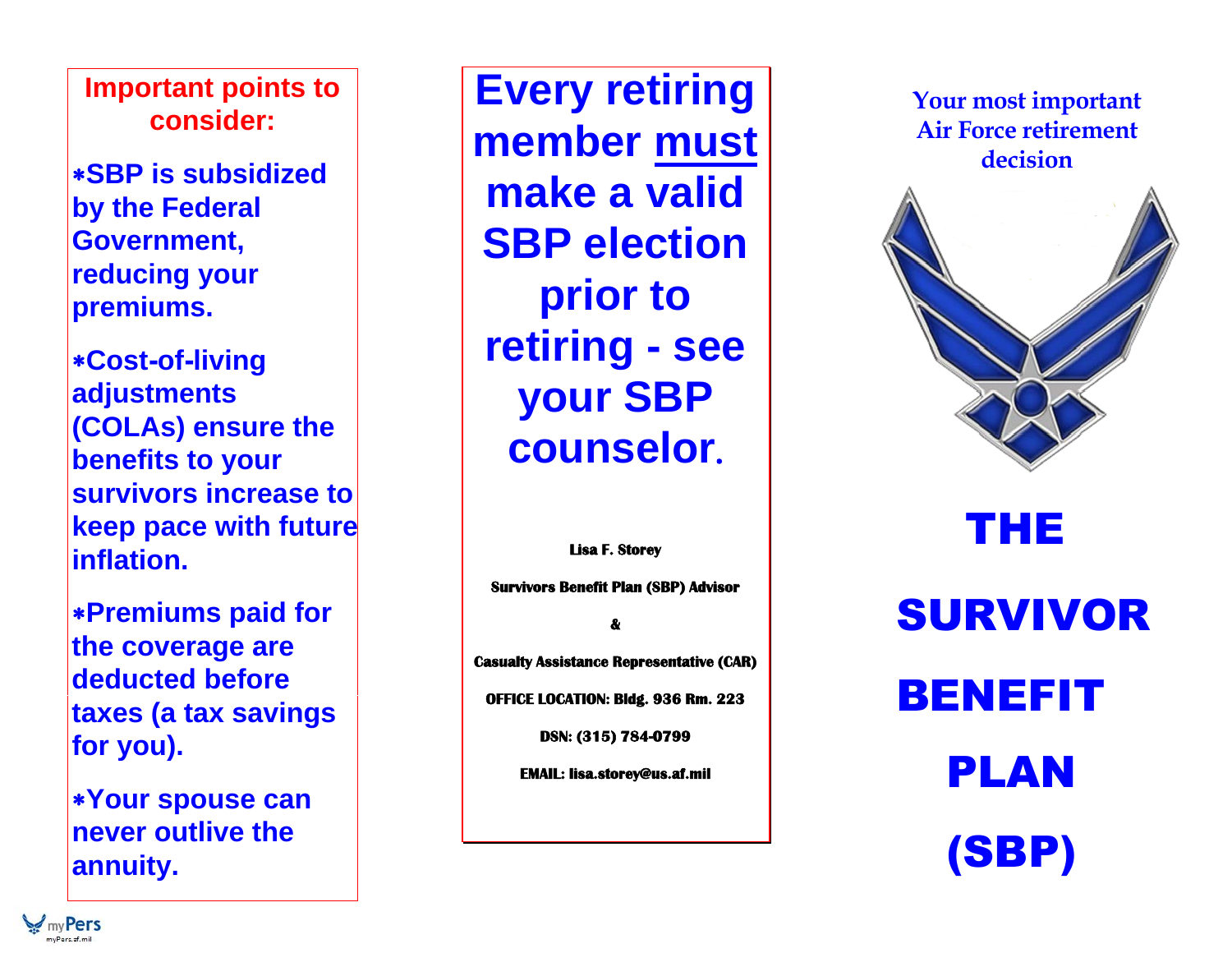## Important points to consider:

- SBP is subsidized by the Federal Government, reducing your premiums.
- Cost-of-living adjustments (COLAs) ensure the benefits to your survivors increase to keep pace with future inflation.
- Premiums paid for the coverage are deducted before taxes (a tax savings for you).
- Your spouse can never outlive the annuity.

## Every retiring member must make a valid SBP election prior to retiring - see your SBP counselor.

**Lisa F. Storey**

**Survivors Benefit Plan (SBP) Advisor**

**&**

**Casualty Assistance Representative (CAR)**

**OFFICE LOCATION: Bldg. 936 Rm. 223**

**DSN: (315) 784-0799**

**EMAIL: lisa.storey@us.af.mil**

Your most important Air Force retirement decision

# THE SURVIVOR BENEFIT PLAN (SBP)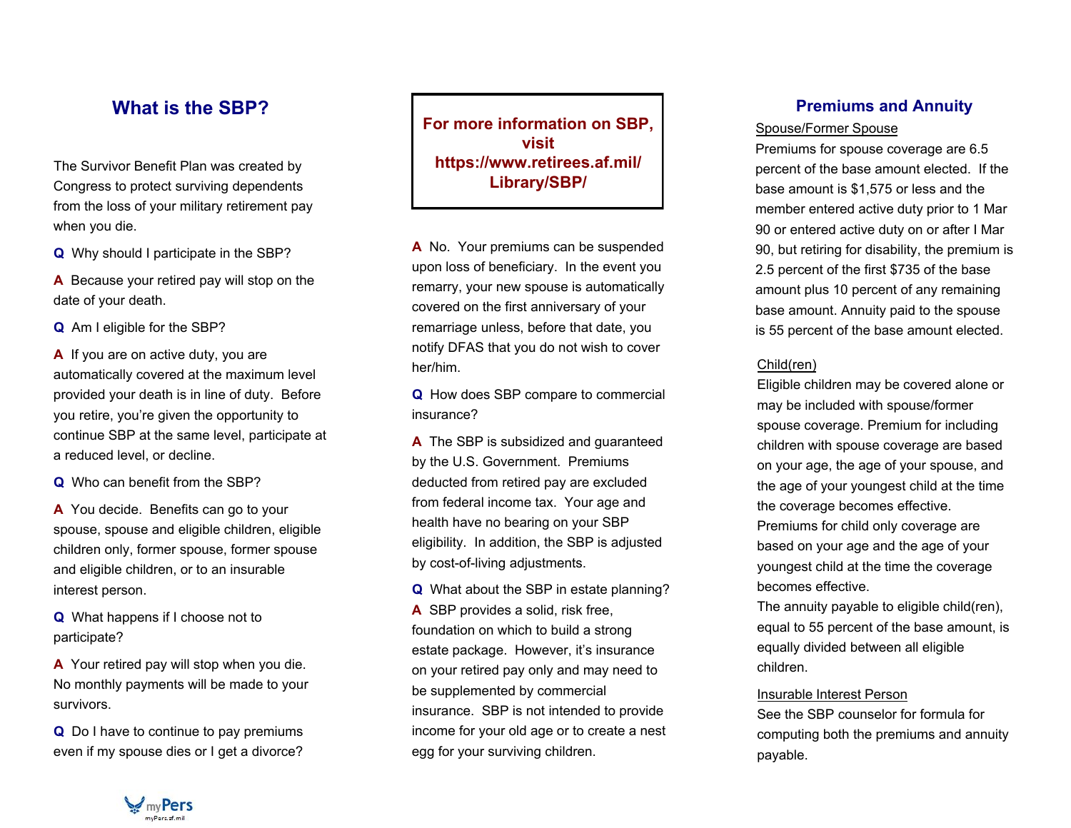## What is the SBP?

The Survivor Benefit Plan was created by Congress to protect surviving dependents from the loss of your military retirement pay when you die.

**Q** Why should I participate in the SBP?

**A** Because your retired pay will stop on the date of your death.

**Q** Am I eligible for the SBP?

**A** If you are on active duty, you are automatically covered at the maximum level provided your death is in line of duty. Before you retire, you're given the opportunity to continue SBP at the same level, participate at a reduced level, or decline.

**Q** Who can benefit from the SBP?

**A** You decide. Benefits can go to your spouse, spouse and eligible children, eligible children only, former spouse, former spouse and eligible children, or to an insurable interest person.

**Q** What happens if I choose not to participate?

**A** Your retired pay will stop when you die. No monthly payments will be made to your survivors.

**Q** Do I have to continue to pay premiums even if my spouse dies or I get a divorce?

**For more information on SBP, visit https://www.retirees.af.mil/Library/SBP/**

**A** No. Your premiums can be suspended upon loss of beneficiary. In the event you remarry, your new spouse is automatically covered on the first anniversary of your remarriage unless, before that date, you notify DFAS that you do not wish to cover her/him.

**Q** How does SBP compare to commercial insurance?

**A** The SBP is subsidized and guaranteed by the U.S. Government. Premiums deducted from retired pay are excluded from federal income tax. Your age and health have no bearing on your SBP eligibility. In addition, the SBP is adjusted by cost-of-living adjustments.

**Q** What about the SBP in estate planning?

**A** SBP provides a solid, risk free, foundation on which to build a strong estate package. However, it's insurance on your retired pay only and may need to be supplemented by commercial insurance. SBP is not intended to provide income for your old age or to create a nest egg for your surviving children.

## Premiums and Annuity

Spouse/Former Spouse

Premiums for spouse coverage are 6.5 percent of the base amount elected. If the base amount is $1,575 or less and the member entered active duty prior to 1 Mar 90 or entered active duty on or after I Mar 90, but retiring for disability, the premium is 2.5 percent of the first $735 of the base amount plus 10 percent of any remaining base amount. Annuity paid to the spouse is 55 percent of the base amount elected.

Child(ren)

Eligible children may be covered alone or may be included with spouse/former spouse coverage. Premium for including children with spouse coverage are based on your age, the age of your spouse, and the age of your youngest child at the time the coverage becomes effective.
Premiums for child only coverage are based on your age and the age of your youngest child at the time the coverage becomes effective.
The annuity payable to eligible child(ren), equal to 55 percent of the base amount, is equally divided between all eligible children.

Insurable Interest Person

See the SBP counselor for formula for computing both the premiums and annuity payable.

myPers
myPers.af.mil